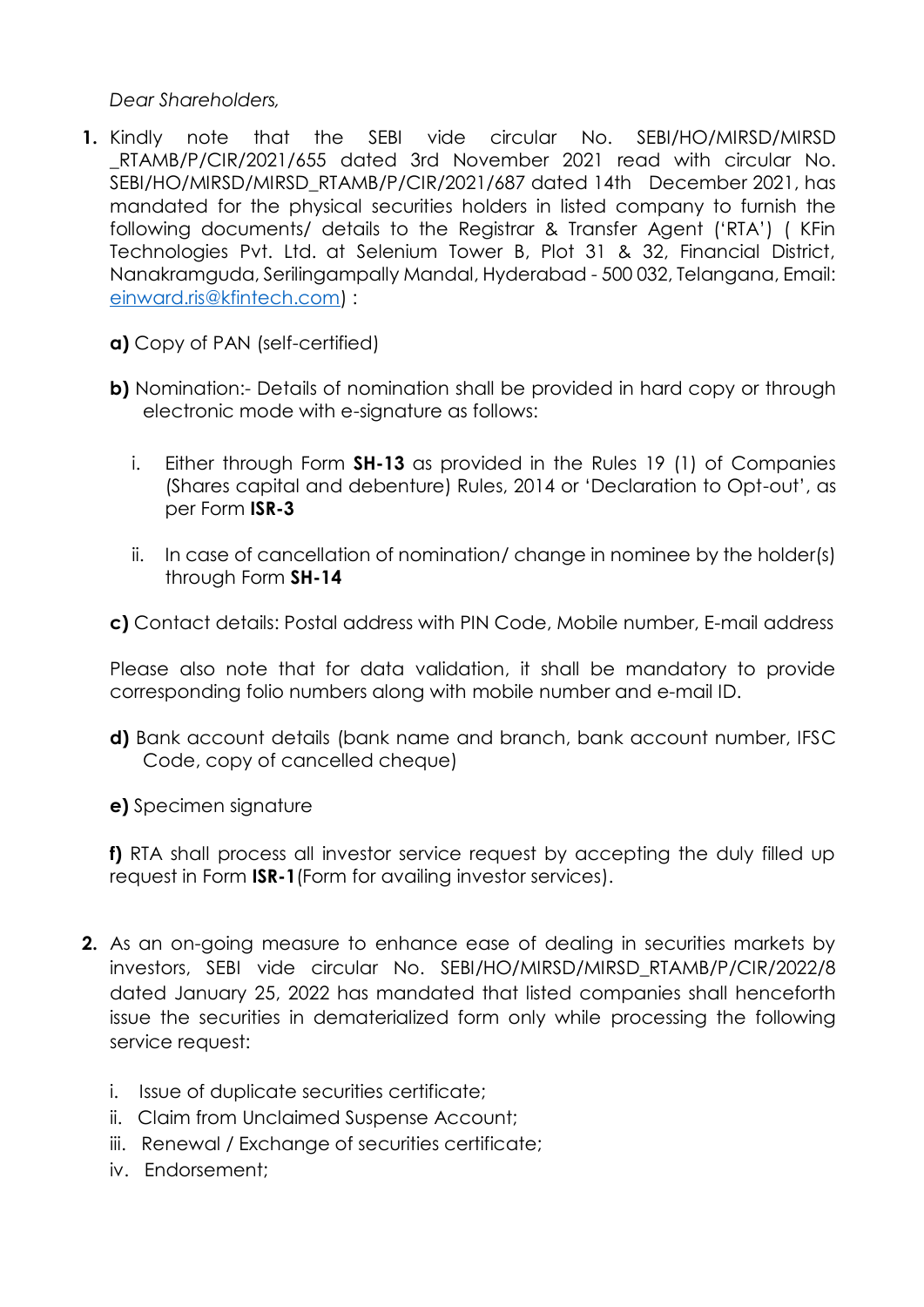*Dear Shareholders,*

1. Kindly note that the SEBI vide circular No. SEBI/HO/MIRSD/MIRSD _RTAMB/P/CIR/2021/655 dated 3rd November 2021 read with circular No. SEBI/HO/MIRSD/MIRSD_RTAMB/P/CIR/2021/687 dated 14th December 2021, has mandated for the physical securities holders in listed company to furnish the following documents/ details to the Registrar & Transfer Agent ('RTA') ( KFin Technologies Pvt. Ltd. at Selenium Tower B, Plot 31 & 32, Financial District, Nanakramguda, Serilingampally Mandal, Hyderabad - 500 032, Telangana, Email: einward.ris@kfintech.com) :

   **a)** Copy of PAN (self-certified)

   **b)** Nomination:- Details of nomination shall be provided in hard copy or through electronic mode with e-signature as follows:

      i. Either through Form **SH-13** as provided in the Rules 19 (1) of Companies (Shares capital and debenture) Rules, 2014 or 'Declaration to Opt-out', as per Form **ISR-3**

      ii. In case of cancellation of nomination/ change in nominee by the holder(s) through Form **SH-14**

   **c)** Contact details: Postal address with PIN Code, Mobile number, E-mail address

   Please also note that for data validation, it shall be mandatory to provide corresponding folio numbers along with mobile number and e-mail ID.

   **d)** Bank account details (bank name and branch, bank account number, IFSC Code, copy of cancelled cheque)

   **e)** Specimen signature

   **f)** RTA shall process all investor service request by accepting the duly filled up request in Form **ISR-1**(Form for availing investor services).

2. As an on-going measure to enhance ease of dealing in securities markets by investors, SEBI vide circular No. SEBI/HO/MIRSD/MIRSD_RTAMB/P/CIR/2022/8 dated January 25, 2022 has mandated that listed companies shall henceforth issue the securities in dematerialized form only while processing the following service request:

   i. Issue of duplicate securities certificate;
   ii. Claim from Unclaimed Suspense Account;
   iii. Renewal / Exchange of securities certificate;
   iv. Endorsement;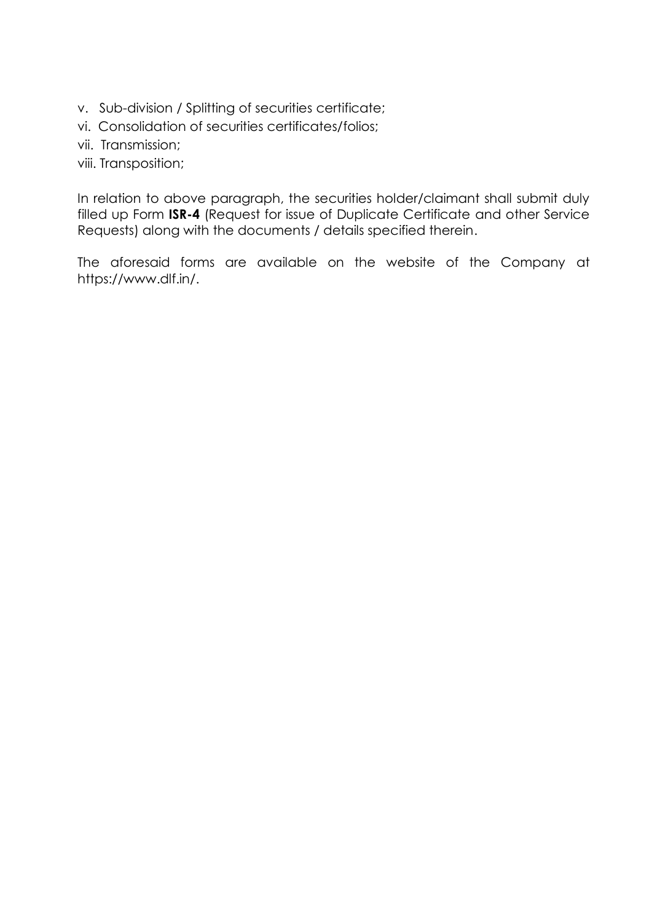v. Sub-division / Splitting of securities certificate;

vi. Consolidation of securities certificates/folios;

vii. Transmission;

viii. Transposition;

In relation to above paragraph, the securities holder/claimant shall submit duly filled up Form **ISR-4** (Request for issue of Duplicate Certificate and other Service Requests) along with the documents / details specified therein.

The aforesaid forms are available on the website of the Company at https://www.dlf.in/.